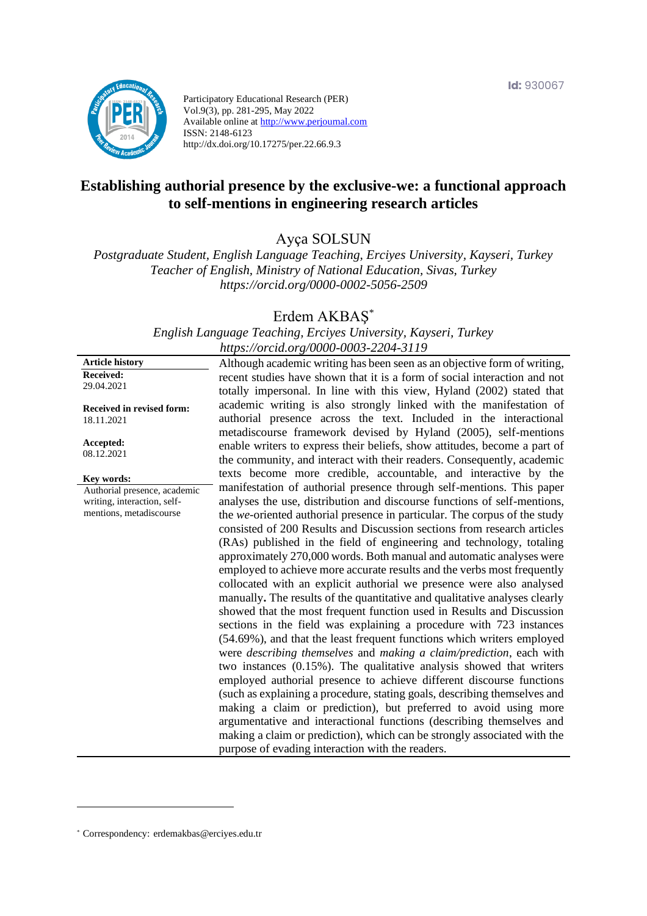Id: 930067

Participatory Educational Research (PER)
Vol.9(3), pp. 281-295, May 2022
Available online at http://www.perjournal.com
ISSN: 2148-6123
http://dx.doi.org/10.17275/per.22.66.9.3

# Establishing authorial presence by the exclusive-we: a functional approach to self-mentions in engineering research articles

Ayça SOLSUN

*Postgraduate Student, English Language Teaching, Erciyes University, Kayseri, Turkey*
*Teacher of English, Ministry of National Education, Sivas, Turkey*
*https://orcid.org/0000-0002-5056-2509*

Erdem AKBAŞ[*]

*English Language Teaching, Erciyes University, Kayseri, Turkey*
*https://orcid.org/0000-0003-2204-3119*

**Article history**
**Received:**
29.04.2021

**Received in revised form:**
18.11.2021

**Accepted:**
08.12.2021

**Key words:**
Authorial presence, academic writing, interaction, self-mentions, metadiscourse

Although academic writing has been seen as an objective form of writing, recent studies have shown that it is a form of social interaction and not totally impersonal. In line with this view, Hyland (2002) stated that academic writing is also strongly linked with the manifestation of authorial presence across the text. Included in the interactional metadiscourse framework devised by Hyland (2005), self-mentions enable writers to express their beliefs, show attitudes, become a part of the community, and interact with their readers. Consequently, academic texts become more credible, accountable, and interactive by the manifestation of authorial presence through self-mentions. This paper analyses the use, distribution and discourse functions of self-mentions, the *we*-oriented authorial presence in particular. The corpus of the study consisted of 200 Results and Discussion sections from research articles (RAs) published in the field of engineering and technology, totaling approximately 270,000 words. Both manual and automatic analyses were employed to achieve more accurate results and the verbs most frequently collocated with an explicit authorial we presence were also analysed manually**.** The results of the quantitative and qualitative analyses clearly showed that the most frequent function used in Results and Discussion sections in the field was explaining a procedure with 723 instances (54.69%), and that the least frequent functions which writers employed were *describing themselves* and *making a claim/prediction*, each with two instances (0.15%). The qualitative analysis showed that writers employed authorial presence to achieve different discourse functions (such as explaining a procedure, stating goals, describing themselves and making a claim or prediction), but preferred to avoid using more argumentative and interactional functions (describing themselves and making a claim or prediction), which can be strongly associated with the purpose of evading interaction with the readers.

[*] Correspondency: erdemakbas@erciyes.edu.tr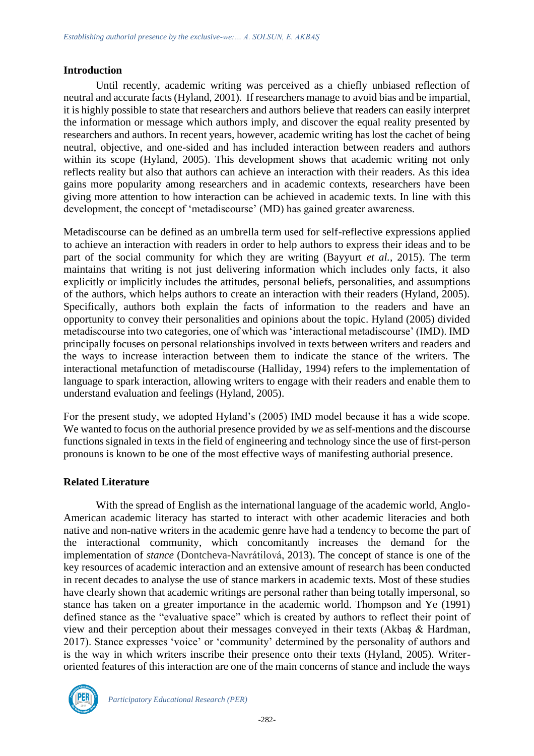## Introduction

Until recently, academic writing was perceived as a chiefly unbiased reflection of neutral and accurate facts (Hyland, 2001). If researchers manage to avoid bias and be impartial, it is highly possible to state that researchers and authors believe that readers can easily interpret the information or message which authors imply, and discover the equal reality presented by researchers and authors. In recent years, however, academic writing has lost the cachet of being neutral, objective, and one-sided and has included interaction between readers and authors within its scope (Hyland, 2005). This development shows that academic writing not only reflects reality but also that authors can achieve an interaction with their readers. As this idea gains more popularity among researchers and in academic contexts, researchers have been giving more attention to how interaction can be achieved in academic texts. In line with this development, the concept of 'metadiscourse' (MD) has gained greater awareness.

Metadiscourse can be defined as an umbrella term used for self-reflective expressions applied to achieve an interaction with readers in order to help authors to express their ideas and to be part of the social community for which they are writing (Bayyurt *et al.*, 2015). The term maintains that writing is not just delivering information which includes only facts, it also explicitly or implicitly includes the attitudes, personal beliefs, personalities, and assumptions of the authors, which helps authors to create an interaction with their readers (Hyland, 2005). Specifically, authors both explain the facts of information to the readers and have an opportunity to convey their personalities and opinions about the topic. Hyland (2005) divided metadiscourse into two categories, one of which was 'interactional metadiscourse' (IMD). IMD principally focuses on personal relationships involved in texts between writers and readers and the ways to increase interaction between them to indicate the stance of the writers. The interactional metafunction of metadiscourse (Halliday, 1994) refers to the implementation of language to spark interaction, allowing writers to engage with their readers and enable them to understand evaluation and feelings (Hyland, 2005).

For the present study, we adopted Hyland's (2005) IMD model because it has a wide scope. We wanted to focus on the authorial presence provided by *we* as self-mentions and the discourse functions signaled in texts in the field of engineering and technology since the use of first-person pronouns is known to be one of the most effective ways of manifesting authorial presence.

## Related Literature

With the spread of English as the international language of the academic world, Anglo-American academic literacy has started to interact with other academic literacies and both native and non-native writers in the academic genre have had a tendency to become the part of the interactional community, which concomitantly increases the demand for the implementation of *stance* (Dontcheva-Navrátilová, 2013). The concept of stance is one of the key resources of academic interaction and an extensive amount of research has been conducted in recent decades to analyse the use of stance markers in academic texts. Most of these studies have clearly shown that academic writings are personal rather than being totally impersonal, so stance has taken on a greater importance in the academic world. Thompson and Ye (1991) defined stance as the "evaluative space" which is created by authors to reflect their point of view and their perception about their messages conveyed in their texts (Akbaş & Hardman, 2017). Stance expresses 'voice' or 'community' determined by the personality of authors and is the way in which writers inscribe their presence onto their texts (Hyland, 2005). Writer-oriented features of this interaction are one of the main concerns of stance and include the ways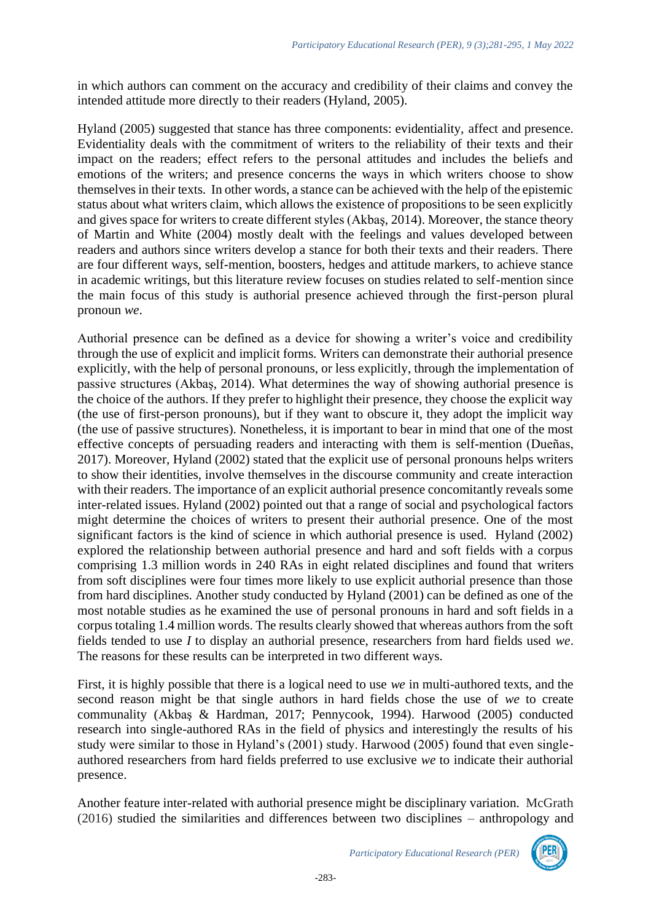in which authors can comment on the accuracy and credibility of their claims and convey the intended attitude more directly to their readers (Hyland, 2005).

Hyland (2005) suggested that stance has three components: evidentiality, affect and presence. Evidentiality deals with the commitment of writers to the reliability of their texts and their impact on the readers; effect refers to the personal attitudes and includes the beliefs and emotions of the writers; and presence concerns the ways in which writers choose to show themselves in their texts. In other words, a stance can be achieved with the help of the epistemic status about what writers claim, which allows the existence of propositions to be seen explicitly and gives space for writers to create different styles (Akbaş, 2014). Moreover, the stance theory of Martin and White (2004) mostly dealt with the feelings and values developed between readers and authors since writers develop a stance for both their texts and their readers. There are four different ways, self-mention, boosters, hedges and attitude markers, to achieve stance in academic writings, but this literature review focuses on studies related to self-mention since the main focus of this study is authorial presence achieved through the first-person plural pronoun *we*.

Authorial presence can be defined as a device for showing a writer's voice and credibility through the use of explicit and implicit forms. Writers can demonstrate their authorial presence explicitly, with the help of personal pronouns, or less explicitly, through the implementation of passive structures (Akbaş, 2014). What determines the way of showing authorial presence is the choice of the authors. If they prefer to highlight their presence, they choose the explicit way (the use of first-person pronouns), but if they want to obscure it, they adopt the implicit way (the use of passive structures). Nonetheless, it is important to bear in mind that one of the most effective concepts of persuading readers and interacting with them is self-mention (Dueñas, 2017). Moreover, Hyland (2002) stated that the explicit use of personal pronouns helps writers to show their identities, involve themselves in the discourse community and create interaction with their readers. The importance of an explicit authorial presence concomitantly reveals some inter-related issues. Hyland (2002) pointed out that a range of social and psychological factors might determine the choices of writers to present their authorial presence. One of the most significant factors is the kind of science in which authorial presence is used. Hyland (2002) explored the relationship between authorial presence and hard and soft fields with a corpus comprising 1.3 million words in 240 RAs in eight related disciplines and found that writers from soft disciplines were four times more likely to use explicit authorial presence than those from hard disciplines. Another study conducted by Hyland (2001) can be defined as one of the most notable studies as he examined the use of personal pronouns in hard and soft fields in a corpus totaling 1.4 million words. The results clearly showed that whereas authors from the soft fields tended to use *I* to display an authorial presence, researchers from hard fields used *we*. The reasons for these results can be interpreted in two different ways.

First, it is highly possible that there is a logical need to use *we* in multi-authored texts, and the second reason might be that single authors in hard fields chose the use of *we* to create communality (Akbaş & Hardman, 2017; Pennycook, 1994). Harwood (2005) conducted research into single-authored RAs in the field of physics and interestingly the results of his study were similar to those in Hyland's (2001) study. Harwood (2005) found that even single-authored researchers from hard fields preferred to use exclusive *we* to indicate their authorial presence.

Another feature inter-related with authorial presence might be disciplinary variation. McGrath (2016) studied the similarities and differences between two disciplines – anthropology and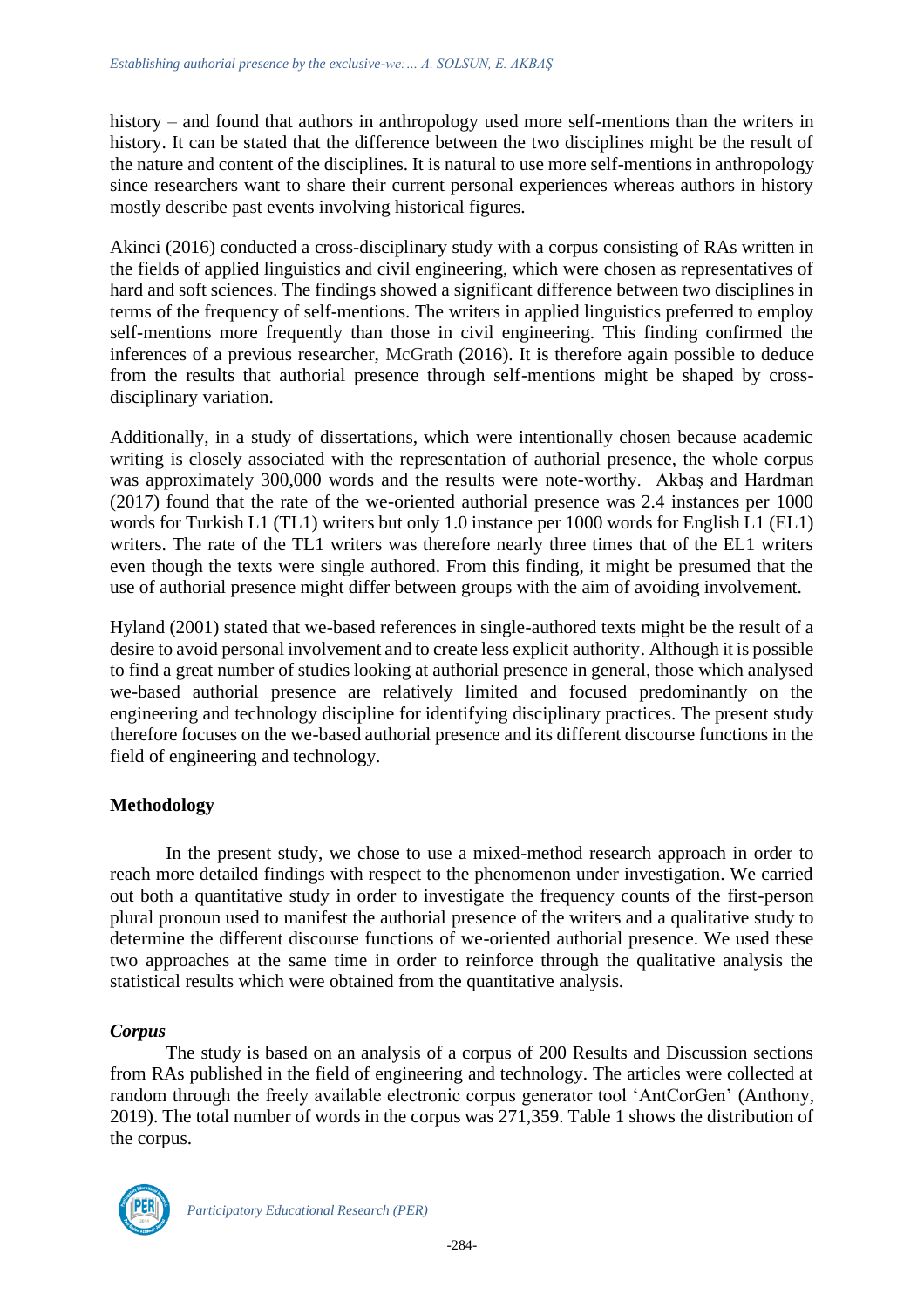history – and found that authors in anthropology used more self-mentions than the writers in history. It can be stated that the difference between the two disciplines might be the result of the nature and content of the disciplines. It is natural to use more self-mentions in anthropology since researchers want to share their current personal experiences whereas authors in history mostly describe past events involving historical figures.

Akinci (2016) conducted a cross-disciplinary study with a corpus consisting of RAs written in the fields of applied linguistics and civil engineering, which were chosen as representatives of hard and soft sciences. The findings showed a significant difference between two disciplines in terms of the frequency of self-mentions. The writers in applied linguistics preferred to employ self-mentions more frequently than those in civil engineering. This finding confirmed the inferences of a previous researcher, McGrath (2016). It is therefore again possible to deduce from the results that authorial presence through self-mentions might be shaped by cross-disciplinary variation.

Additionally, in a study of dissertations, which were intentionally chosen because academic writing is closely associated with the representation of authorial presence, the whole corpus was approximately 300,000 words and the results were note-worthy. Akbaş and Hardman (2017) found that the rate of the we-oriented authorial presence was 2.4 instances per 1000 words for Turkish L1 (TL1) writers but only 1.0 instance per 1000 words for English L1 (EL1) writers. The rate of the TL1 writers was therefore nearly three times that of the EL1 writers even though the texts were single authored. From this finding, it might be presumed that the use of authorial presence might differ between groups with the aim of avoiding involvement.

Hyland (2001) stated that we-based references in single-authored texts might be the result of a desire to avoid personal involvement and to create less explicit authority. Although it is possible to find a great number of studies looking at authorial presence in general, those which analysed we-based authorial presence are relatively limited and focused predominantly on the engineering and technology discipline for identifying disciplinary practices. The present study therefore focuses on the we-based authorial presence and its different discourse functions in the field of engineering and technology.

## Methodology

In the present study, we chose to use a mixed-method research approach in order to reach more detailed findings with respect to the phenomenon under investigation. We carried out both a quantitative study in order to investigate the frequency counts of the first-person plural pronoun used to manifest the authorial presence of the writers and a qualitative study to determine the different discourse functions of we-oriented authorial presence. We used these two approaches at the same time in order to reinforce through the qualitative analysis the statistical results which were obtained from the quantitative analysis.

### *Corpus*

The study is based on an analysis of a corpus of 200 Results and Discussion sections from RAs published in the field of engineering and technology. The articles were collected at random through the freely available electronic corpus generator tool 'AntCorGen' (Anthony, 2019). The total number of words in the corpus was 271,359. Table 1 shows the distribution of the corpus.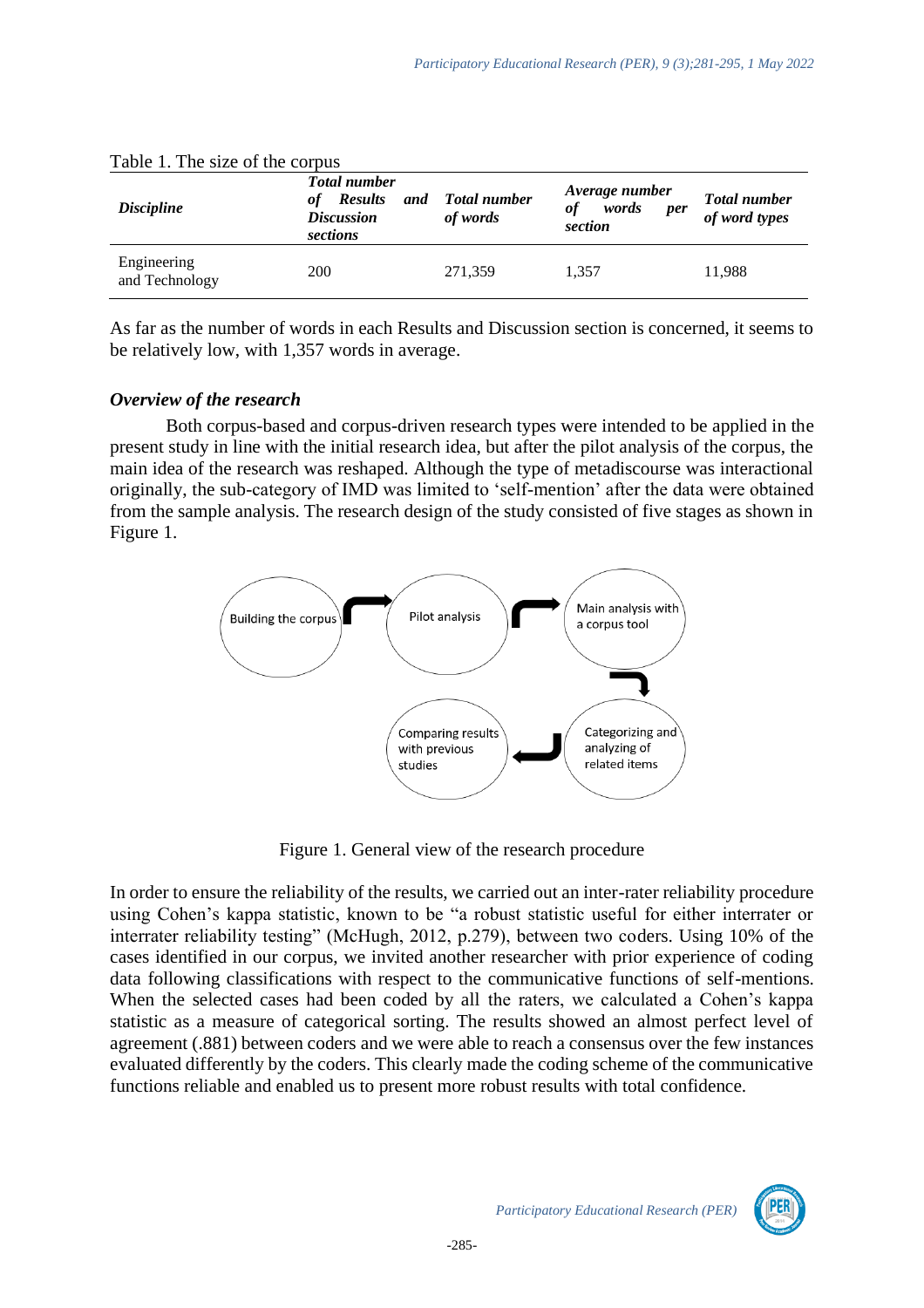Table 1. The size of the corpus

| *Discipline* | *Total number of Results and Discussion sections* | *Total number of words* | *Average number of words per section* | *Total number of word types* |
|---|---|---|---|---|
| Engineering and Technology | 200 | 271,359 | 1,357 | 11,988 |

As far as the number of words in each Results and Discussion section is concerned, it seems to be relatively low, with 1,357 words in average.

### *Overview of the research*

Both corpus-based and corpus-driven research types were intended to be applied in the present study in line with the initial research idea, but after the pilot analysis of the corpus, the main idea of the research was reshaped. Although the type of metadiscourse was interactional originally, the sub-category of IMD was limited to 'self-mention' after the data were obtained from the sample analysis. The research design of the study consisted of five stages as shown in Figure 1.

Building the corpus → Pilot analysis → Main analysis with a corpus tool → Categorizing and analyzing of related items → Comparing results with previous studies

Figure 1. General view of the research procedure

In order to ensure the reliability of the results, we carried out an inter-rater reliability procedure using Cohen's kappa statistic, known to be "a robust statistic useful for either interrater or interrater reliability testing" (McHugh, 2012, p.279), between two coders. Using 10% of the cases identified in our corpus, we invited another researcher with prior experience of coding data following classifications with respect to the communicative functions of self-mentions. When the selected cases had been coded by all the raters, we calculated a Cohen's kappa statistic as a measure of categorical sorting. The results showed an almost perfect level of agreement (.881) between coders and we were able to reach a consensus over the few instances evaluated differently by the coders. This clearly made the coding scheme of the communicative functions reliable and enabled us to present more robust results with total confidence.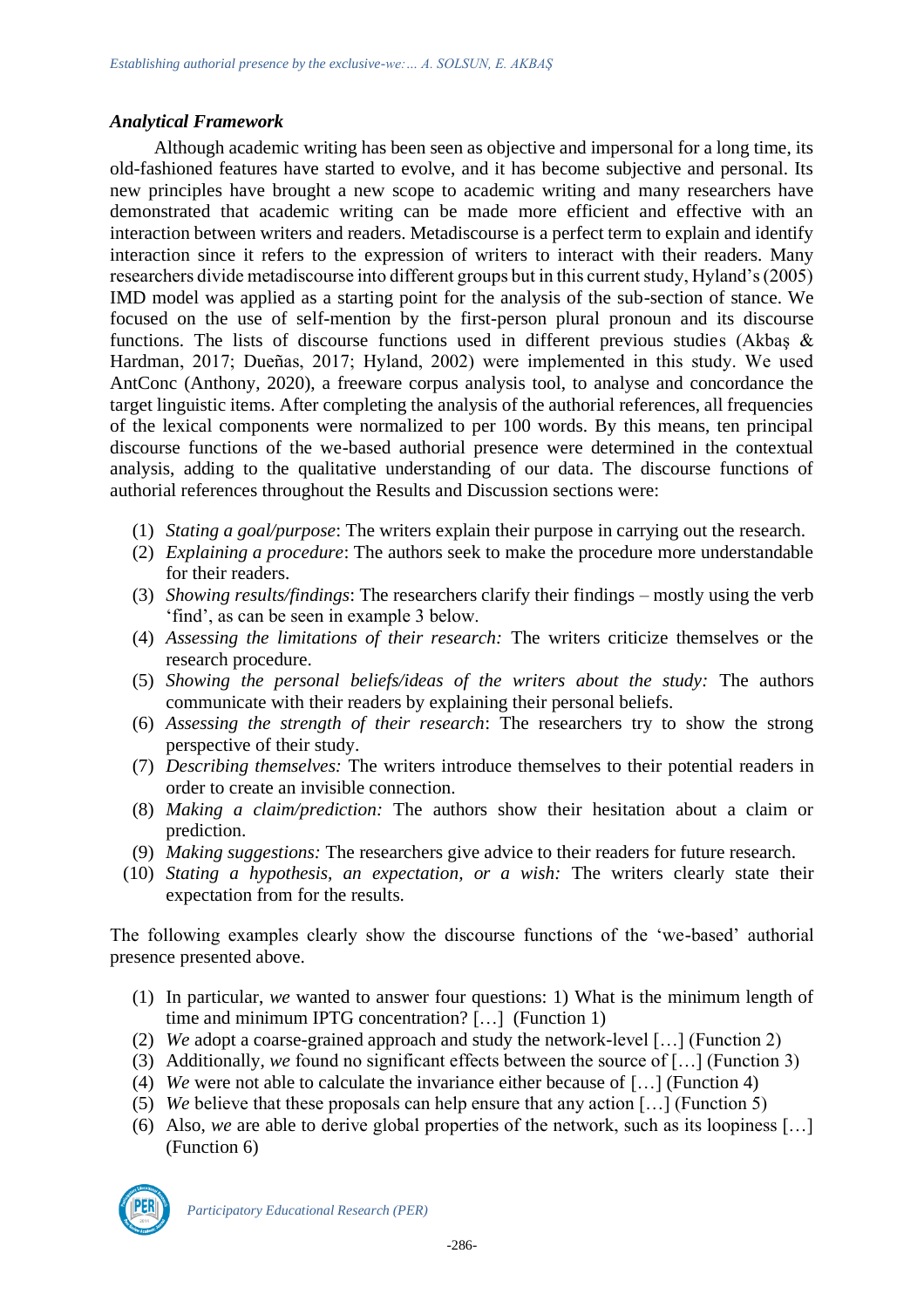### *Analytical Framework*

Although academic writing has been seen as objective and impersonal for a long time, its old-fashioned features have started to evolve, and it has become subjective and personal. Its new principles have brought a new scope to academic writing and many researchers have demonstrated that academic writing can be made more efficient and effective with an interaction between writers and readers. Metadiscourse is a perfect term to explain and identify interaction since it refers to the expression of writers to interact with their readers. Many researchers divide metadiscourse into different groups but in this current study, Hyland's (2005) IMD model was applied as a starting point for the analysis of the sub-section of stance. We focused on the use of self-mention by the first-person plural pronoun and its discourse functions. The lists of discourse functions used in different previous studies (Akbaş & Hardman, 2017; Dueñas, 2017; Hyland, 2002) were implemented in this study. We used AntConc (Anthony, 2020), a freeware corpus analysis tool, to analyse and concordance the target linguistic items. After completing the analysis of the authorial references, all frequencies of the lexical components were normalized to per 100 words. By this means, ten principal discourse functions of the we-based authorial presence were determined in the contextual analysis, adding to the qualitative understanding of our data. The discourse functions of authorial references throughout the Results and Discussion sections were:

1. *Stating a goal/purpose*: The writers explain their purpose in carrying out the research.
2. *Explaining a procedure*: The authors seek to make the procedure more understandable for their readers.
3. *Showing results/findings*: The researchers clarify their findings – mostly using the verb 'find', as can be seen in example 3 below.
4. *Assessing the limitations of their research:* The writers criticize themselves or the research procedure.
5. *Showing the personal beliefs/ideas of the writers about the study:* The authors communicate with their readers by explaining their personal beliefs.
6. *Assessing the strength of their research*: The researchers try to show the strong perspective of their study.
7. *Describing themselves:* The writers introduce themselves to their potential readers in order to create an invisible connection.
8. *Making a claim/prediction:* The authors show their hesitation about a claim or prediction.
9. *Making suggestions:* The researchers give advice to their readers for future research.
10. *Stating a hypothesis, an expectation, or a wish:* The writers clearly state their expectation from for the results.

The following examples clearly show the discourse functions of the 'we-based' authorial presence presented above.

1. In particular, *we* wanted to answer four questions: 1) What is the minimum length of time and minimum IPTG concentration? […] (Function 1)
2. *We* adopt a coarse-grained approach and study the network-level […] (Function 2)
3. Additionally, *we* found no significant effects between the source of […] (Function 3)
4. *We* were not able to calculate the invariance either because of […] (Function 4)
5. *We* believe that these proposals can help ensure that any action […] (Function 5)
6. Also, *we* are able to derive global properties of the network, such as its loopiness […] (Function 6)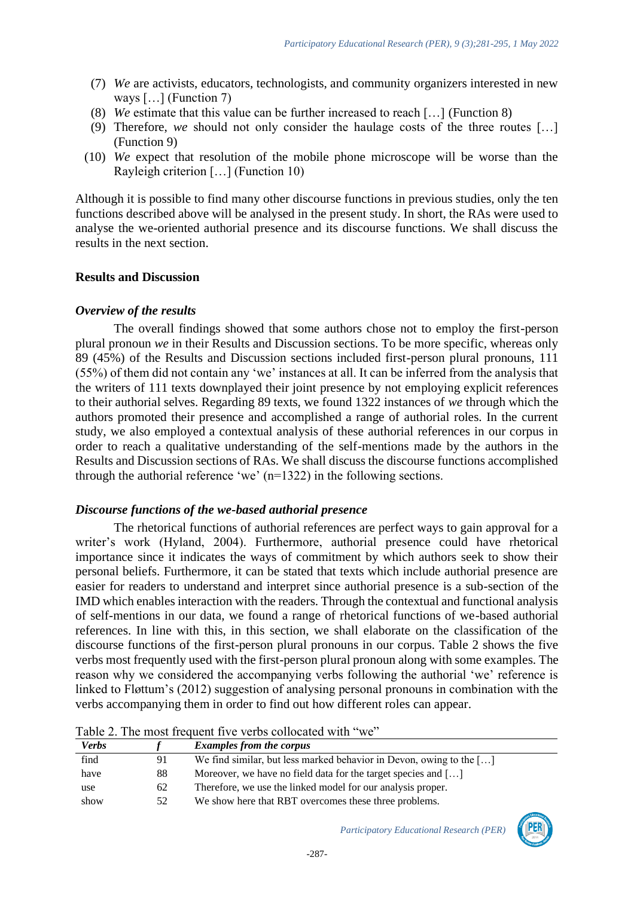(7) *We* are activists, educators, technologists, and community organizers interested in new ways […] (Function 7)
(8) *We* estimate that this value can be further increased to reach […] (Function 8)
(9) Therefore, *we* should not only consider the haulage costs of the three routes […] (Function 9)
(10) *We* expect that resolution of the mobile phone microscope will be worse than the Rayleigh criterion […] (Function 10)

Although it is possible to find many other discourse functions in previous studies, only the ten functions described above will be analysed in the present study. In short, the RAs were used to analyse the we-oriented authorial presence and its discourse functions. We shall discuss the results in the next section.

## Results and Discussion

### *Overview of the results*

The overall findings showed that some authors chose not to employ the first-person plural pronoun *we* in their Results and Discussion sections. To be more specific, whereas only 89 (45%) of the Results and Discussion sections included first-person plural pronouns, 111 (55%) of them did not contain any 'we' instances at all. It can be inferred from the analysis that the writers of 111 texts downplayed their joint presence by not employing explicit references to their authorial selves. Regarding 89 texts, we found 1322 instances of *we* through which the authors promoted their presence and accomplished a range of authorial roles. In the current study, we also employed a contextual analysis of these authorial references in our corpus in order to reach a qualitative understanding of the self-mentions made by the authors in the Results and Discussion sections of RAs. We shall discuss the discourse functions accomplished through the authorial reference 'we' (n=1322) in the following sections.

### *Discourse functions of the we-based authorial presence*

The rhetorical functions of authorial references are perfect ways to gain approval for a writer's work (Hyland, 2004). Furthermore, authorial presence could have rhetorical importance since it indicates the ways of commitment by which authors seek to show their personal beliefs. Furthermore, it can be stated that texts which include authorial presence are easier for readers to understand and interpret since authorial presence is a sub-section of the IMD which enables interaction with the readers. Through the contextual and functional analysis of self-mentions in our data, we found a range of rhetorical functions of we-based authorial references. In line with this, in this section, we shall elaborate on the classification of the discourse functions of the first-person plural pronouns in our corpus. Table 2 shows the five verbs most frequently used with the first-person plural pronoun along with some examples. The reason why we considered the accompanying verbs following the authorial 'we' reference is linked to Fløttum's (2012) suggestion of analysing personal pronouns in combination with the verbs accompanying them in order to find out how different roles can appear.

Table 2. The most frequent five verbs collocated with "we"

| *Verbs* | *f* | *Examples from the corpus* |
|---|---|---|
| find | 91 | We find similar, but less marked behavior in Devon, owing to the […] |
| have | 88 | Moreover, we have no field data for the target species and […] |
| use | 62 | Therefore, we use the linked model for our analysis proper. |
| show | 52 | We show here that RBT overcomes these three problems. |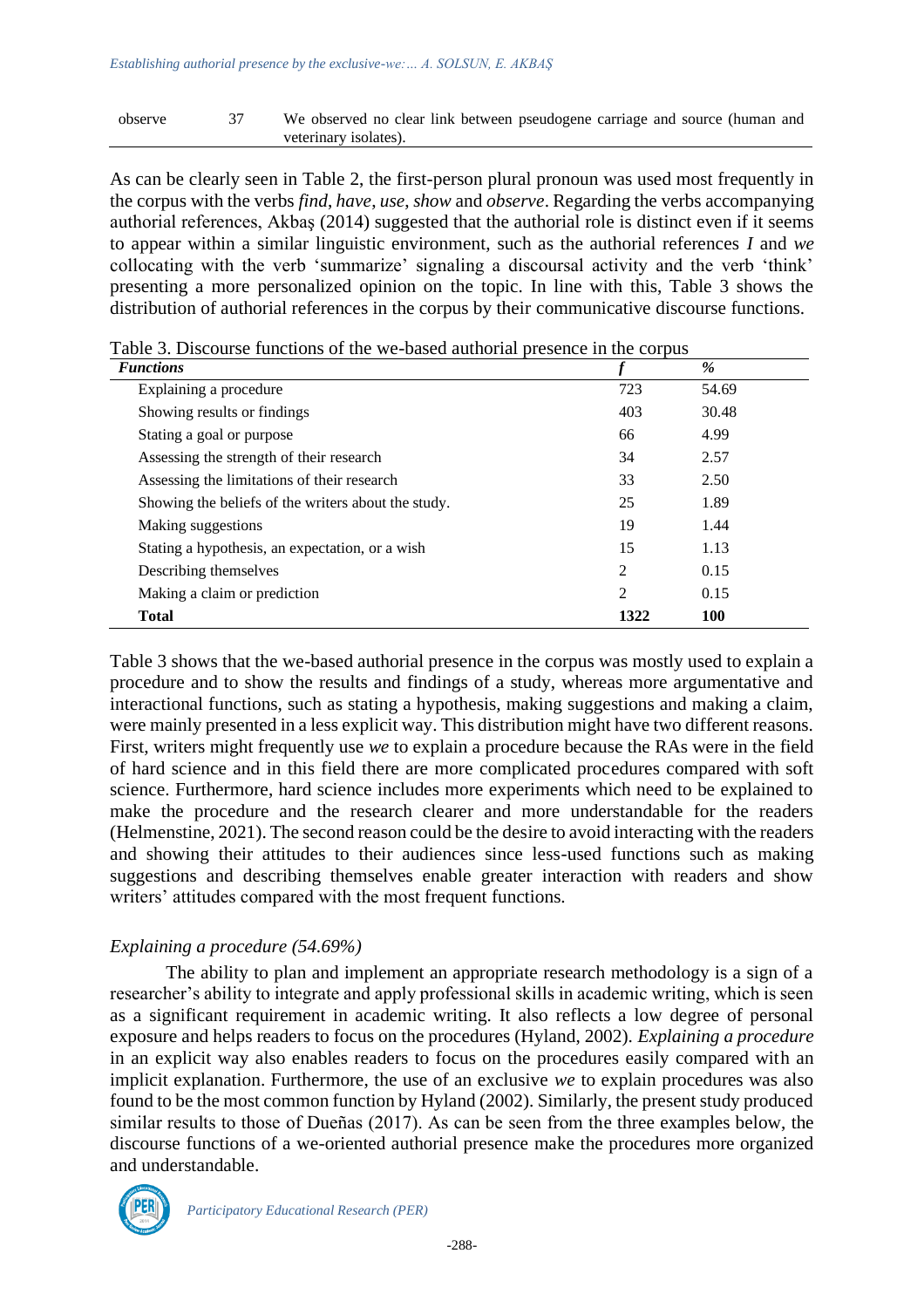| observe | 37 | We observed no clear link between pseudogene carriage and source (human and veterinary isolates). |
|---|---|---|

As can be clearly seen in Table 2, the first-person plural pronoun was used most frequently in the corpus with the verbs *find*, *have*, *use*, *show* and *observe*. Regarding the verbs accompanying authorial references, Akbaş (2014) suggested that the authorial role is distinct even if it seems to appear within a similar linguistic environment, such as the authorial references *I* and *we* collocating with the verb 'summarize' signaling a discoursal activity and the verb 'think' presenting a more personalized opinion on the topic. In line with this, Table 3 shows the distribution of authorial references in the corpus by their communicative discourse functions.

Table 3. Discourse functions of the we-based authorial presence in the corpus

| ***Functions*** | ***f*** | ***%*** |
|---|---|---|
| Explaining a procedure | 723 | 54.69 |
| Showing results or findings | 403 | 30.48 |
| Stating a goal or purpose | 66 | 4.99 |
| Assessing the strength of their research | 34 | 2.57 |
| Assessing the limitations of their research | 33 | 2.50 |
| Showing the beliefs of the writers about the study. | 25 | 1.89 |
| Making suggestions | 19 | 1.44 |
| Stating a hypothesis, an expectation, or a wish | 15 | 1.13 |
| Describing themselves | 2 | 0.15 |
| Making a claim or prediction | 2 | 0.15 |
| **Total** | **1322** | **100** |

Table 3 shows that the we-based authorial presence in the corpus was mostly used to explain a procedure and to show the results and findings of a study, whereas more argumentative and interactional functions, such as stating a hypothesis, making suggestions and making a claim, were mainly presented in a less explicit way. This distribution might have two different reasons. First, writers might frequently use *we* to explain a procedure because the RAs were in the field of hard science and in this field there are more complicated procedures compared with soft science. Furthermore, hard science includes more experiments which need to be explained to make the procedure and the research clearer and more understandable for the readers (Helmenstine, 2021). The second reason could be the desire to avoid interacting with the readers and showing their attitudes to their audiences since less-used functions such as making suggestions and describing themselves enable greater interaction with readers and show writers' attitudes compared with the most frequent functions.

### *Explaining a procedure (54.69%)*

The ability to plan and implement an appropriate research methodology is a sign of a researcher's ability to integrate and apply professional skills in academic writing, which is seen as a significant requirement in academic writing. It also reflects a low degree of personal exposure and helps readers to focus on the procedures (Hyland, 2002). *Explaining a procedure* in an explicit way also enables readers to focus on the procedures easily compared with an implicit explanation. Furthermore, the use of an exclusive *we* to explain procedures was also found to be the most common function by Hyland (2002). Similarly, the present study produced similar results to those of Dueñas (2017). As can be seen from the three examples below, the discourse functions of a we-oriented authorial presence make the procedures more organized and understandable.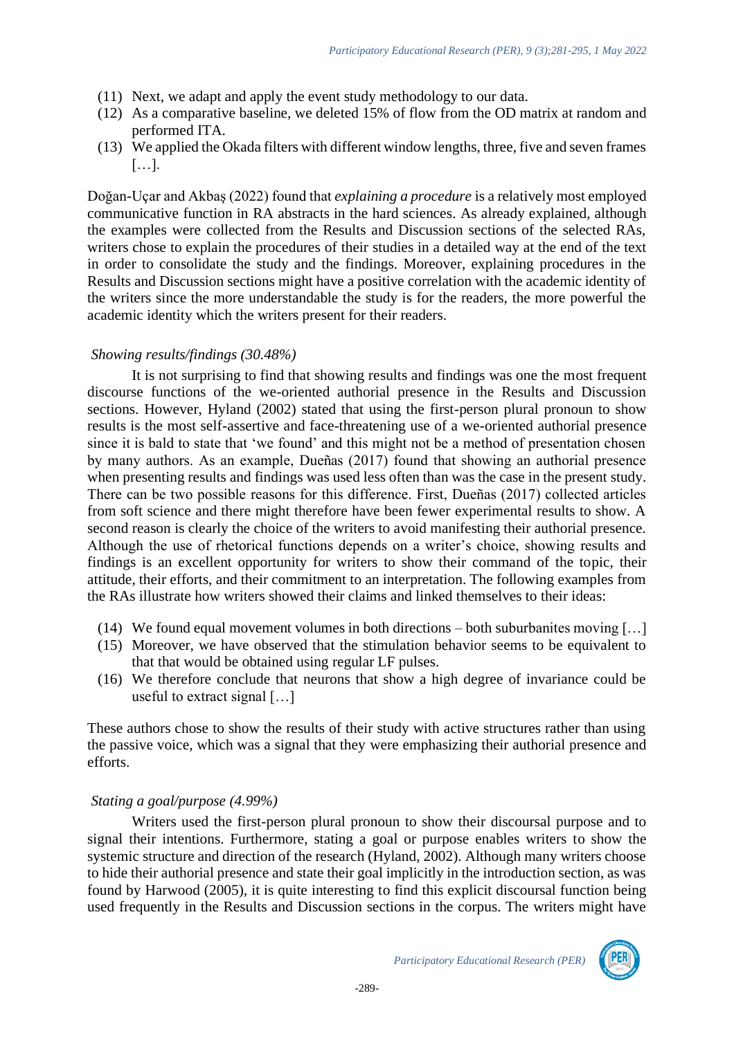(11) Next, we adapt and apply the event study methodology to our data.
(12) As a comparative baseline, we deleted 15% of flow from the OD matrix at random and performed ITA.
(13) We applied the Okada filters with different window lengths, three, five and seven frames […].

Doğan-Uçar and Akbaş (2022) found that *explaining a procedure* is a relatively most employed communicative function in RA abstracts in the hard sciences. As already explained, although the examples were collected from the Results and Discussion sections of the selected RAs, writers chose to explain the procedures of their studies in a detailed way at the end of the text in order to consolidate the study and the findings. Moreover, explaining procedures in the Results and Discussion sections might have a positive correlation with the academic identity of the writers since the more understandable the study is for the readers, the more powerful the academic identity which the writers present for their readers.

*Showing results/findings (30.48%)*

It is not surprising to find that showing results and findings was one the most frequent discourse functions of the we-oriented authorial presence in the Results and Discussion sections. However, Hyland (2002) stated that using the first-person plural pronoun to show results is the most self-assertive and face-threatening use of a we-oriented authorial presence since it is bald to state that 'we found' and this might not be a method of presentation chosen by many authors. As an example, Dueñas (2017) found that showing an authorial presence when presenting results and findings was used less often than was the case in the present study. There can be two possible reasons for this difference. First, Dueñas (2017) collected articles from soft science and there might therefore have been fewer experimental results to show. A second reason is clearly the choice of the writers to avoid manifesting their authorial presence. Although the use of rhetorical functions depends on a writer's choice, showing results and findings is an excellent opportunity for writers to show their command of the topic, their attitude, their efforts, and their commitment to an interpretation. The following examples from the RAs illustrate how writers showed their claims and linked themselves to their ideas:

(14) We found equal movement volumes in both directions – both suburbanites moving […]
(15) Moreover, we have observed that the stimulation behavior seems to be equivalent to that that would be obtained using regular LF pulses.
(16) We therefore conclude that neurons that show a high degree of invariance could be useful to extract signal […]

These authors chose to show the results of their study with active structures rather than using the passive voice, which was a signal that they were emphasizing their authorial presence and efforts.

*Stating a goal/purpose (4.99%)*

Writers used the first-person plural pronoun to show their discoursal purpose and to signal their intentions. Furthermore, stating a goal or purpose enables writers to show the systemic structure and direction of the research (Hyland, 2002). Although many writers choose to hide their authorial presence and state their goal implicitly in the introduction section, as was found by Harwood (2005), it is quite interesting to find this explicit discoursal function being used frequently in the Results and Discussion sections in the corpus. The writers might have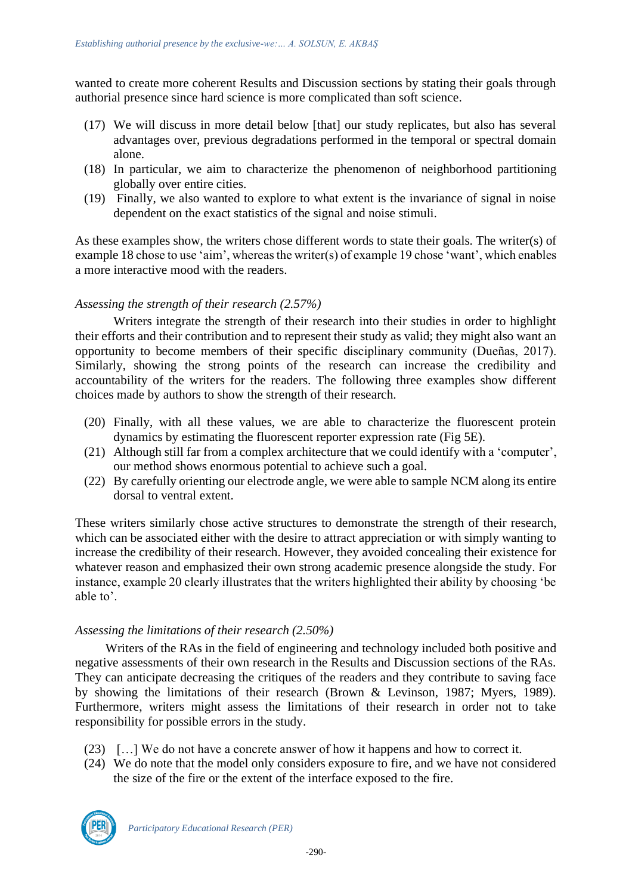wanted to create more coherent Results and Discussion sections by stating their goals through authorial presence since hard science is more complicated than soft science.

(17) We will discuss in more detail below [that] our study replicates, but also has several advantages over, previous degradations performed in the temporal or spectral domain alone.
(18) In particular, we aim to characterize the phenomenon of neighborhood partitioning globally over entire cities.
(19) Finally, we also wanted to explore to what extent is the invariance of signal in noise dependent on the exact statistics of the signal and noise stimuli.

As these examples show, the writers chose different words to state their goals. The writer(s) of example 18 chose to use 'aim', whereas the writer(s) of example 19 chose 'want', which enables a more interactive mood with the readers.

*Assessing the strength of their research (2.57%)*

Writers integrate the strength of their research into their studies in order to highlight their efforts and their contribution and to represent their study as valid; they might also want an opportunity to become members of their specific disciplinary community (Dueñas, 2017). Similarly, showing the strong points of the research can increase the credibility and accountability of the writers for the readers. The following three examples show different choices made by authors to show the strength of their research.

(20) Finally, with all these values, we are able to characterize the fluorescent protein dynamics by estimating the fluorescent reporter expression rate (Fig 5E).
(21) Although still far from a complex architecture that we could identify with a 'computer', our method shows enormous potential to achieve such a goal.
(22) By carefully orienting our electrode angle, we were able to sample NCM along its entire dorsal to ventral extent.

These writers similarly chose active structures to demonstrate the strength of their research, which can be associated either with the desire to attract appreciation or with simply wanting to increase the credibility of their research. However, they avoided concealing their existence for whatever reason and emphasized their own strong academic presence alongside the study. For instance, example 20 clearly illustrates that the writers highlighted their ability by choosing 'be able to'.

*Assessing the limitations of their research (2.50%)*

Writers of the RAs in the field of engineering and technology included both positive and negative assessments of their own research in the Results and Discussion sections of the RAs. They can anticipate decreasing the critiques of the readers and they contribute to saving face by showing the limitations of their research (Brown & Levinson, 1987; Myers, 1989). Furthermore, writers might assess the limitations of their research in order not to take responsibility for possible errors in the study.

(23) […] We do not have a concrete answer of how it happens and how to correct it.
(24) We do note that the model only considers exposure to fire, and we have not considered the size of the fire or the extent of the interface exposed to the fire.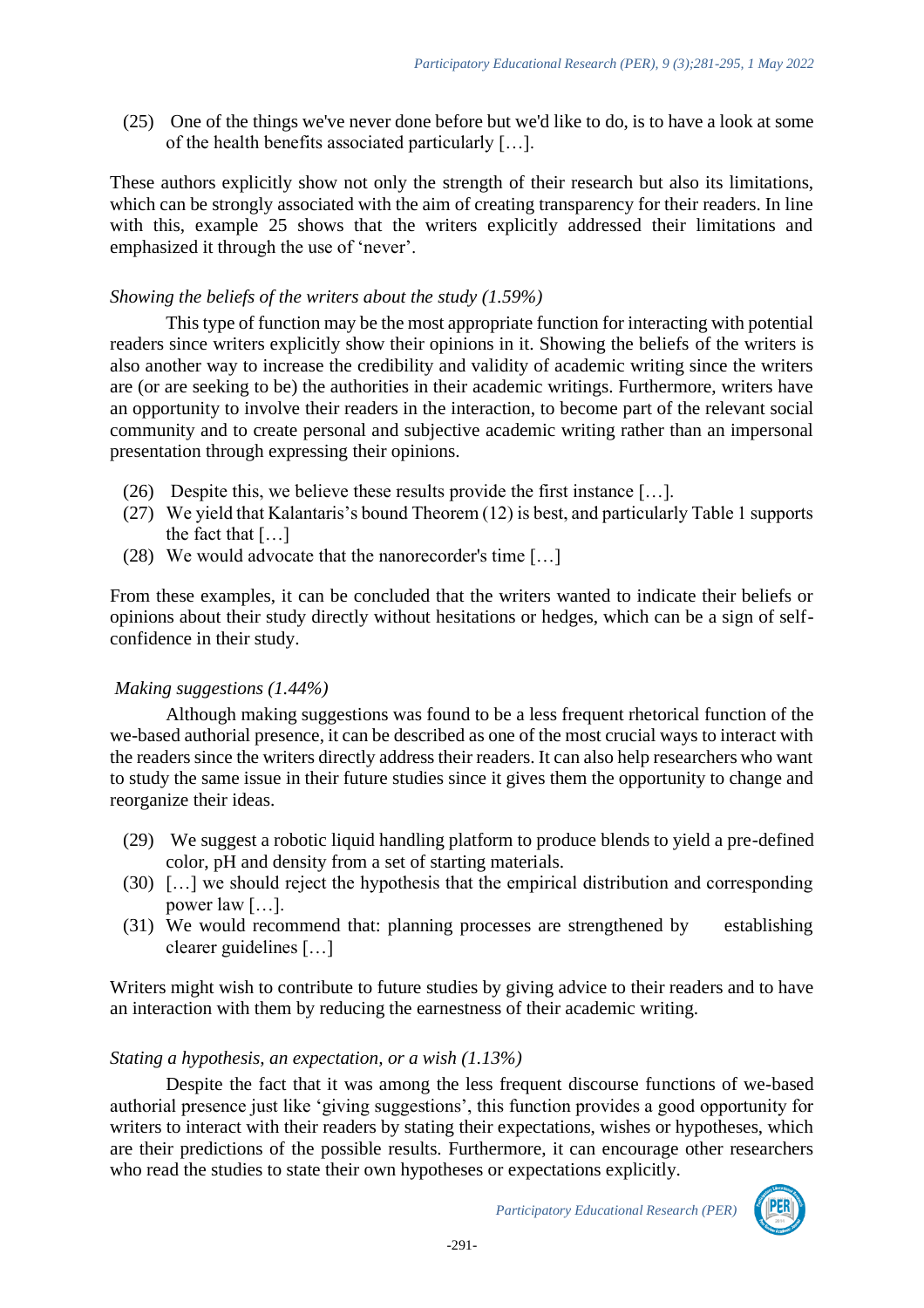(25) One of the things we've never done before but we'd like to do, is to have a look at some of the health benefits associated particularly […].

These authors explicitly show not only the strength of their research but also its limitations, which can be strongly associated with the aim of creating transparency for their readers. In line with this, example 25 shows that the writers explicitly addressed their limitations and emphasized it through the use of 'never'.

*Showing the beliefs of the writers about the study (1.59%)*

This type of function may be the most appropriate function for interacting with potential readers since writers explicitly show their opinions in it. Showing the beliefs of the writers is also another way to increase the credibility and validity of academic writing since the writers are (or are seeking to be) the authorities in their academic writings. Furthermore, writers have an opportunity to involve their readers in the interaction, to become part of the relevant social community and to create personal and subjective academic writing rather than an impersonal presentation through expressing their opinions.

(26) Despite this, we believe these results provide the first instance […].
(27) We yield that Kalantaris's bound Theorem (12) is best, and particularly Table 1 supports the fact that […]
(28) We would advocate that the nanorecorder's time […]

From these examples, it can be concluded that the writers wanted to indicate their beliefs or opinions about their study directly without hesitations or hedges, which can be a sign of self-confidence in their study.

*Making suggestions (1.44%)*

Although making suggestions was found to be a less frequent rhetorical function of the we-based authorial presence, it can be described as one of the most crucial ways to interact with the readers since the writers directly address their readers. It can also help researchers who want to study the same issue in their future studies since it gives them the opportunity to change and reorganize their ideas.

(29) We suggest a robotic liquid handling platform to produce blends to yield a pre-defined color, pH and density from a set of starting materials.
(30) […] we should reject the hypothesis that the empirical distribution and corresponding power law […].
(31) We would recommend that: planning processes are strengthened by establishing clearer guidelines […]

Writers might wish to contribute to future studies by giving advice to their readers and to have an interaction with them by reducing the earnestness of their academic writing.

*Stating a hypothesis, an expectation, or a wish (1.13%)*

Despite the fact that it was among the less frequent discourse functions of we-based authorial presence just like 'giving suggestions', this function provides a good opportunity for writers to interact with their readers by stating their expectations, wishes or hypotheses, which are their predictions of the possible results. Furthermore, it can encourage other researchers who read the studies to state their own hypotheses or expectations explicitly.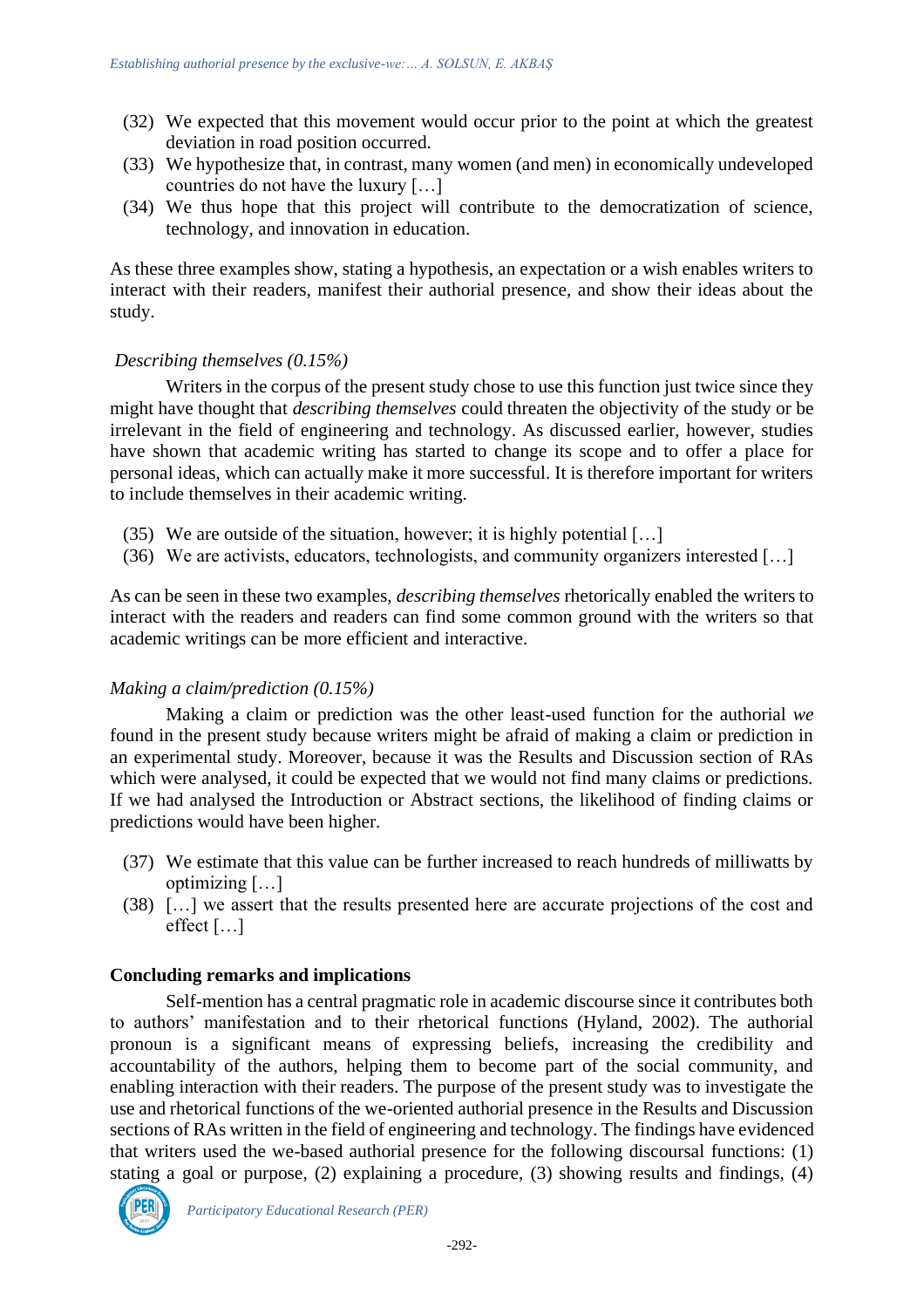(32) We expected that this movement would occur prior to the point at which the greatest deviation in road position occurred.
(33) We hypothesize that, in contrast, many women (and men) in economically undeveloped countries do not have the luxury […]
(34) We thus hope that this project will contribute to the democratization of science, technology, and innovation in education.

As these three examples show, stating a hypothesis, an expectation or a wish enables writers to interact with their readers, manifest their authorial presence, and show their ideas about the study.

*Describing themselves (0.15%)*

Writers in the corpus of the present study chose to use this function just twice since they might have thought that *describing themselves* could threaten the objectivity of the study or be irrelevant in the field of engineering and technology. As discussed earlier, however, studies have shown that academic writing has started to change its scope and to offer a place for personal ideas, which can actually make it more successful. It is therefore important for writers to include themselves in their academic writing.

(35) We are outside of the situation, however; it is highly potential […]
(36) We are activists, educators, technologists, and community organizers interested […]

As can be seen in these two examples, *describing themselves* rhetorically enabled the writers to interact with the readers and readers can find some common ground with the writers so that academic writings can be more efficient and interactive.

*Making a claim/prediction (0.15%)*

Making a claim or prediction was the other least-used function for the authorial *we* found in the present study because writers might be afraid of making a claim or prediction in an experimental study. Moreover, because it was the Results and Discussion section of RAs which were analysed, it could be expected that we would not find many claims or predictions. If we had analysed the Introduction or Abstract sections, the likelihood of finding claims or predictions would have been higher.

(37) We estimate that this value can be further increased to reach hundreds of milliwatts by optimizing […]
(38) […] we assert that the results presented here are accurate projections of the cost and effect […]

## Concluding remarks and implications

Self-mention has a central pragmatic role in academic discourse since it contributes both to authors' manifestation and to their rhetorical functions (Hyland, 2002). The authorial pronoun is a significant means of expressing beliefs, increasing the credibility and accountability of the authors, helping them to become part of the social community, and enabling interaction with their readers. The purpose of the present study was to investigate the use and rhetorical functions of the we-oriented authorial presence in the Results and Discussion sections of RAs written in the field of engineering and technology. The findings have evidenced that writers used the we-based authorial presence for the following discoursal functions: (1) stating a goal or purpose, (2) explaining a procedure, (3) showing results and findings, (4)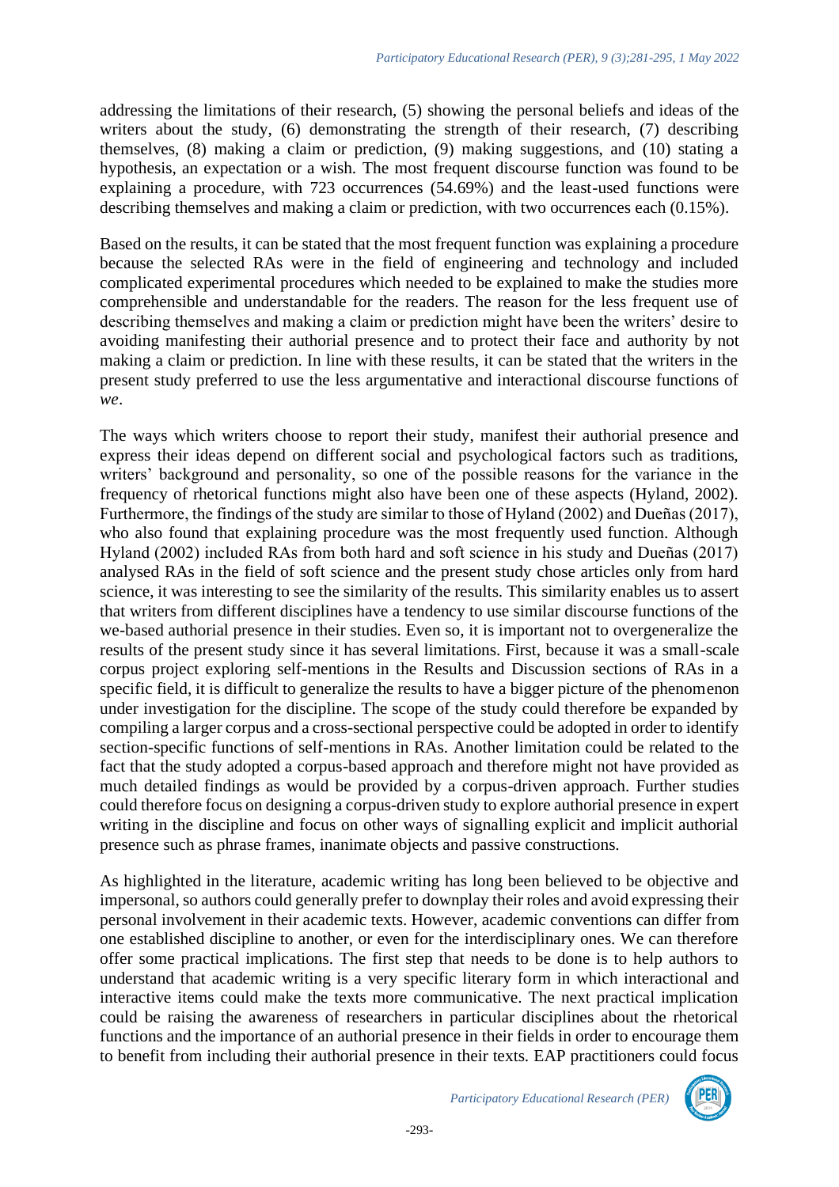addressing the limitations of their research, (5) showing the personal beliefs and ideas of the writers about the study, (6) demonstrating the strength of their research, (7) describing themselves, (8) making a claim or prediction, (9) making suggestions, and (10) stating a hypothesis, an expectation or a wish. The most frequent discourse function was found to be explaining a procedure, with 723 occurrences (54.69%) and the least-used functions were describing themselves and making a claim or prediction, with two occurrences each (0.15%).

Based on the results, it can be stated that the most frequent function was explaining a procedure because the selected RAs were in the field of engineering and technology and included complicated experimental procedures which needed to be explained to make the studies more comprehensible and understandable for the readers. The reason for the less frequent use of describing themselves and making a claim or prediction might have been the writers' desire to avoiding manifesting their authorial presence and to protect their face and authority by not making a claim or prediction. In line with these results, it can be stated that the writers in the present study preferred to use the less argumentative and interactional discourse functions of *we*.

The ways which writers choose to report their study, manifest their authorial presence and express their ideas depend on different social and psychological factors such as traditions, writers' background and personality, so one of the possible reasons for the variance in the frequency of rhetorical functions might also have been one of these aspects (Hyland, 2002). Furthermore, the findings of the study are similar to those of Hyland (2002) and Dueñas (2017), who also found that explaining procedure was the most frequently used function. Although Hyland (2002) included RAs from both hard and soft science in his study and Dueñas (2017) analysed RAs in the field of soft science and the present study chose articles only from hard science, it was interesting to see the similarity of the results. This similarity enables us to assert that writers from different disciplines have a tendency to use similar discourse functions of the we-based authorial presence in their studies. Even so, it is important not to overgeneralize the results of the present study since it has several limitations. First, because it was a small-scale corpus project exploring self-mentions in the Results and Discussion sections of RAs in a specific field, it is difficult to generalize the results to have a bigger picture of the phenomenon under investigation for the discipline. The scope of the study could therefore be expanded by compiling a larger corpus and a cross-sectional perspective could be adopted in order to identify section-specific functions of self-mentions in RAs. Another limitation could be related to the fact that the study adopted a corpus-based approach and therefore might not have provided as much detailed findings as would be provided by a corpus-driven approach. Further studies could therefore focus on designing a corpus-driven study to explore authorial presence in expert writing in the discipline and focus on other ways of signalling explicit and implicit authorial presence such as phrase frames, inanimate objects and passive constructions.

As highlighted in the literature, academic writing has long been believed to be objective and impersonal, so authors could generally prefer to downplay their roles and avoid expressing their personal involvement in their academic texts. However, academic conventions can differ from one established discipline to another, or even for the interdisciplinary ones. We can therefore offer some practical implications. The first step that needs to be done is to help authors to understand that academic writing is a very specific literary form in which interactional and interactive items could make the texts more communicative. The next practical implication could be raising the awareness of researchers in particular disciplines about the rhetorical functions and the importance of an authorial presence in their fields in order to encourage them to benefit from including their authorial presence in their texts. EAP practitioners could focus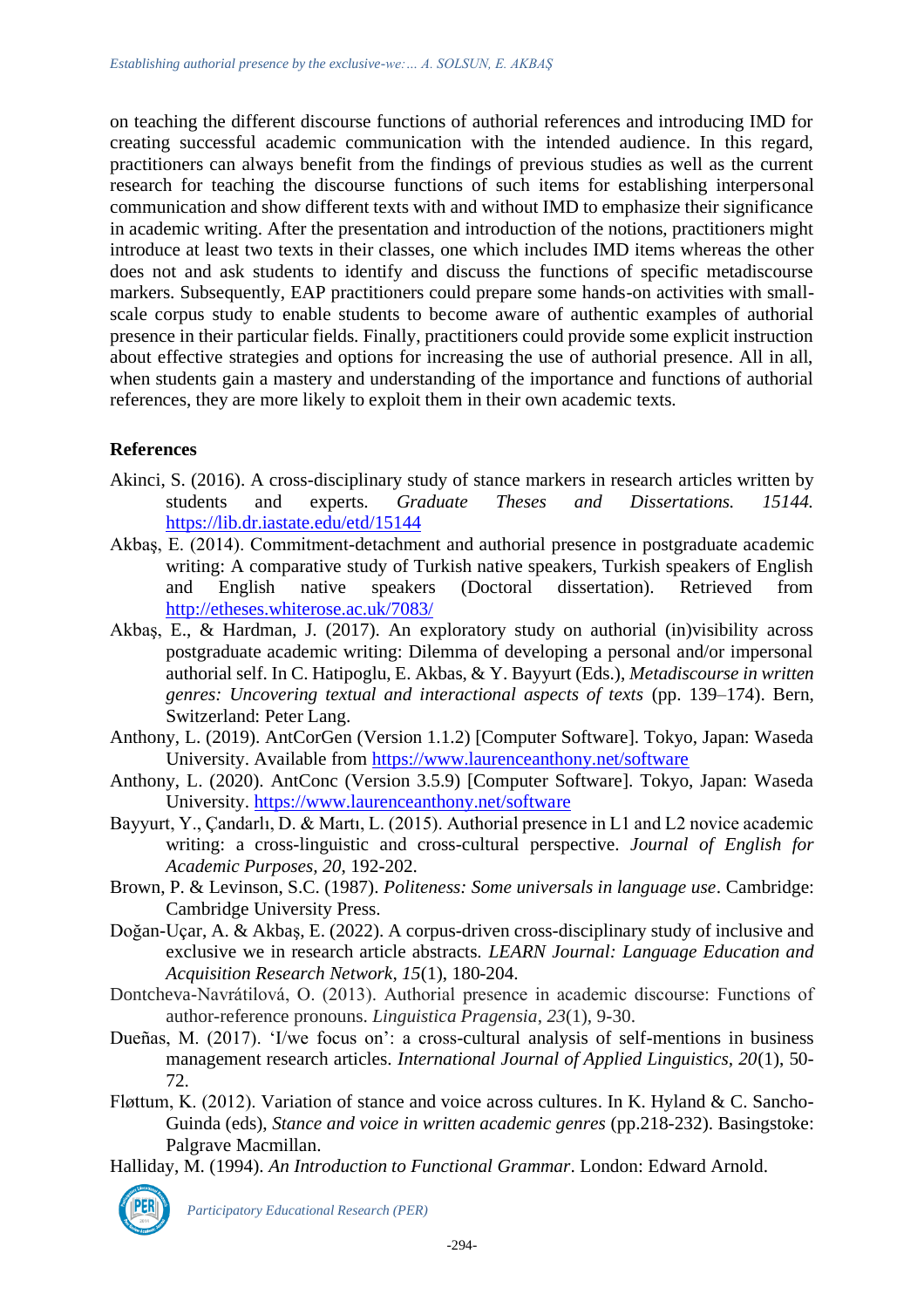on teaching the different discourse functions of authorial references and introducing IMD for creating successful academic communication with the intended audience. In this regard, practitioners can always benefit from the findings of previous studies as well as the current research for teaching the discourse functions of such items for establishing interpersonal communication and show different texts with and without IMD to emphasize their significance in academic writing. After the presentation and introduction of the notions, practitioners might introduce at least two texts in their classes, one which includes IMD items whereas the other does not and ask students to identify and discuss the functions of specific metadiscourse markers. Subsequently, EAP practitioners could prepare some hands-on activities with small-scale corpus study to enable students to become aware of authentic examples of authorial presence in their particular fields. Finally, practitioners could provide some explicit instruction about effective strategies and options for increasing the use of authorial presence. All in all, when students gain a mastery and understanding of the importance and functions of authorial references, they are more likely to exploit them in their own academic texts.

## References

Akinci, S. (2016). A cross-disciplinary study of stance markers in research articles written by students and experts. *Graduate Theses and Dissertations. 15144.* https://lib.dr.iastate.edu/etd/15144

Akbaş, E. (2014). Commitment-detachment and authorial presence in postgraduate academic writing: A comparative study of Turkish native speakers, Turkish speakers of English and English native speakers (Doctoral dissertation). Retrieved from http://etheses.whiterose.ac.uk/7083/

Akbaş, E., & Hardman, J. (2017). An exploratory study on authorial (in)visibility across postgraduate academic writing: Dilemma of developing a personal and/or impersonal authorial self. In C. Hatipoglu, E. Akbas, & Y. Bayyurt (Eds.), *Metadiscourse in written genres: Uncovering textual and interactional aspects of texts* (pp. 139–174). Bern, Switzerland: Peter Lang.

Anthony, L. (2019). AntCorGen (Version 1.1.2) [Computer Software]. Tokyo, Japan: Waseda University. Available from https://www.laurenceanthony.net/software

Anthony, L. (2020). AntConc (Version 3.5.9) [Computer Software]. Tokyo, Japan: Waseda University. https://www.laurenceanthony.net/software

Bayyurt, Y., Çandarlı, D. & Martı, L. (2015). Authorial presence in L1 and L2 novice academic writing: a cross-linguistic and cross-cultural perspective. *Journal of English for Academic Purposes, 20*, 192-202.

Brown, P. & Levinson, S.C. (1987). *Politeness: Some universals in language use*. Cambridge: Cambridge University Press.

Doğan-Uçar, A. & Akbaş, E. (2022). A corpus-driven cross-disciplinary study of inclusive and exclusive we in research article abstracts. *LEARN Journal: Language Education and Acquisition Research Network, 15*(1), 180-204.

Dontcheva-Navrátilová, O. (2013). Authorial presence in academic discourse: Functions of author-reference pronouns. *Linguistica Pragensia*, *23*(1), 9-30.

Dueñas, M. (2017). 'I/we focus on': a cross-cultural analysis of self-mentions in business management research articles. *International Journal of Applied Linguistics*, *20*(1), 50-72.

Fløttum, K. (2012). Variation of stance and voice across cultures. In K. Hyland & C. Sancho-Guinda (eds), *Stance and voice in written academic genres* (pp.218-232). Basingstoke: Palgrave Macmillan.

Halliday, M. (1994). *An Introduction to Functional Grammar*. London: Edward Arnold.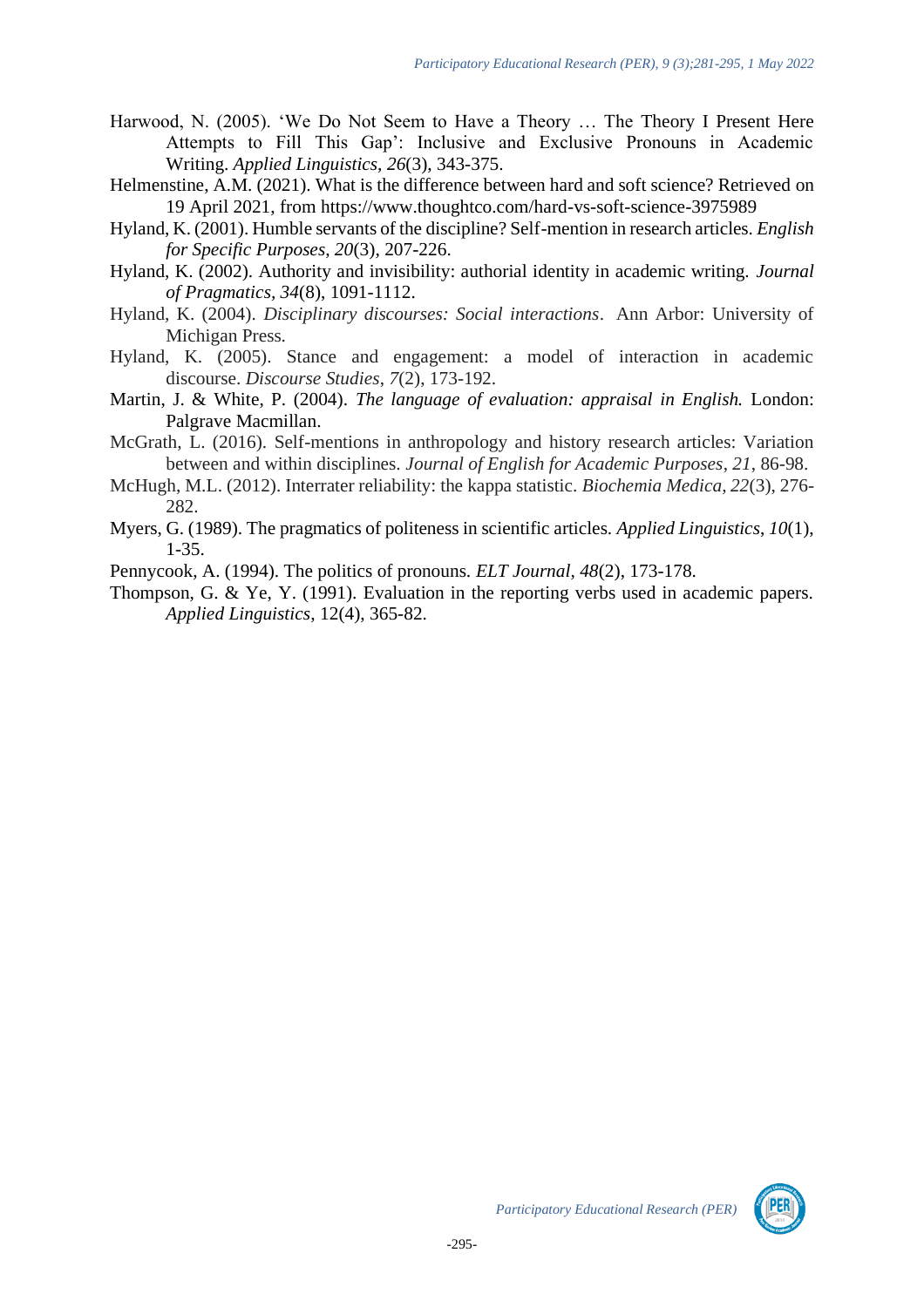Harwood, N. (2005). ‘We Do Not Seem to Have a Theory … The Theory I Present Here Attempts to Fill This Gap’: Inclusive and Exclusive Pronouns in Academic Writing. *Applied Linguistics, 26*(3), 343-375.

Helmenstine, A.M. (2021). What is the difference between hard and soft science? Retrieved on 19 April 2021, from https://www.thoughtco.com/hard-vs-soft-science-3975989

Hyland, K. (2001). Humble servants of the discipline? Self-mention in research articles. *English for Specific Purposes, 20*(3), 207-226.

Hyland, K. (2002). Authority and invisibility: authorial identity in academic writing. *Journal of Pragmatics, 34*(8), 1091-1112.

Hyland, K. (2004). *Disciplinary discourses: Social interactions*. Ann Arbor: University of Michigan Press.

Hyland, K. (2005). Stance and engagement: a model of interaction in academic discourse. *Discourse Studies*, *7*(2), 173-192.

Martin, J. & White, P. (2004). *The language of evaluation: appraisal in English.* London: Palgrave Macmillan.

McGrath, L. (2016). Self-mentions in anthropology and history research articles: Variation between and within disciplines. *Journal of English for Academic Purposes*, *21*, 86-98.

McHugh, M.L. (2012). Interrater reliability: the kappa statistic. *Biochemia Medica, 22*(3), 276-282.

Myers, G. (1989). The pragmatics of politeness in scientific articles. *Applied Linguistics*, *10*(1), 1-35.

Pennycook, A. (1994). The politics of pronouns. *ELT Journal, 48*(2), 173-178.

Thompson, G. & Ye, Y. (1991). Evaluation in the reporting verbs used in academic papers. *Applied Linguistics*, 12(4), 365-82.